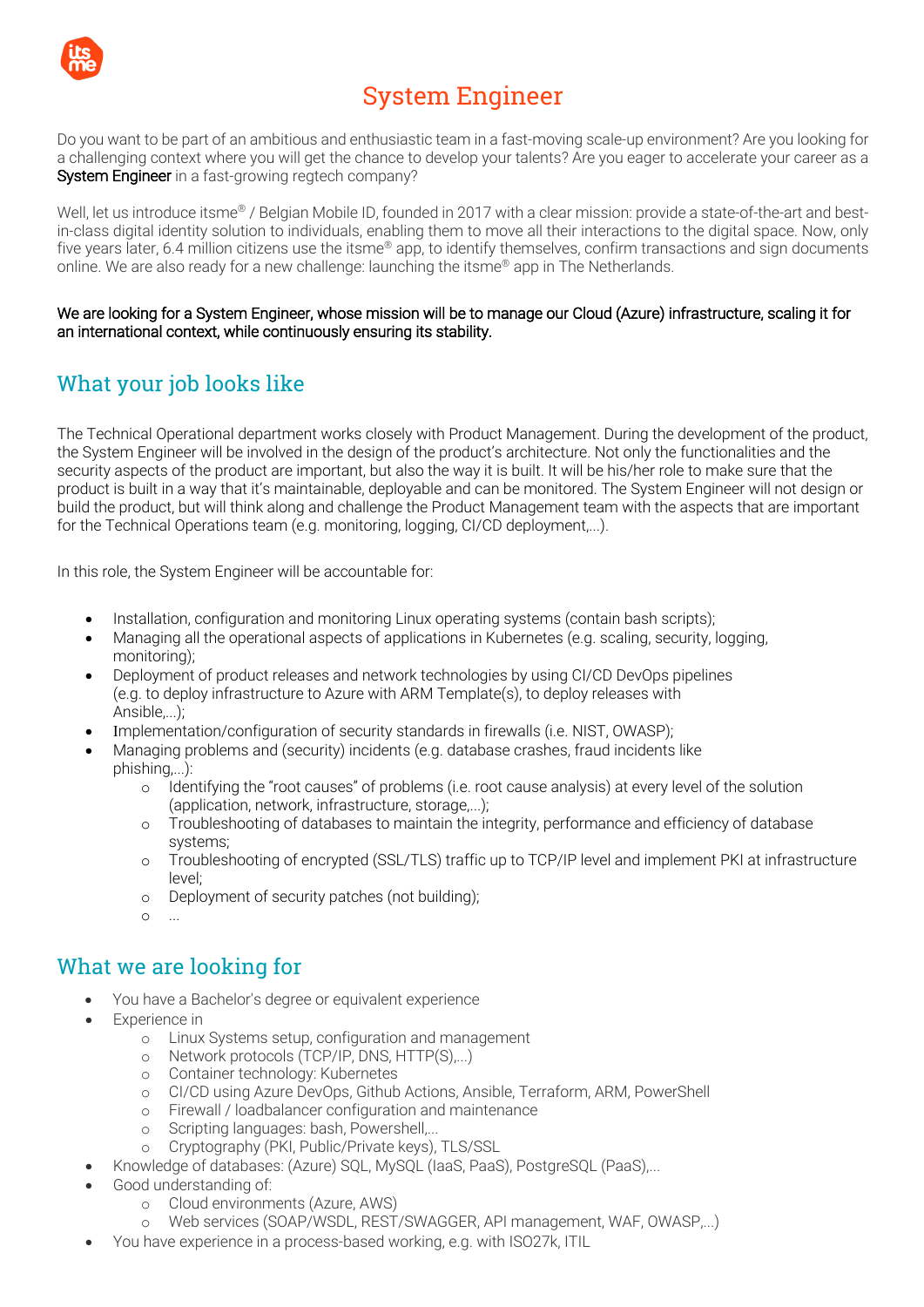# System Engineer

Do you want to be part of an ambitious and enthusiastic team in a fast-moving scale-up environment? Are you looking for a challenging context where you will get the chance to develop your talents? Are you eager to accelerate your career as a **System Engineer** in a fast-growing regtech company?

Well, let us introduce itsme® / Belgian Mobile ID, founded in 2017 with a clear mission: provide a state-of-the-art and best-in-class digital identity solution to individuals, enabling them to move all their interactions to the digital space. Now, only five years later, 6.4 million citizens use the itsme® app, to identify themselves, confirm transactions and sign documents online. We are also ready for a new challenge: launching the itsme® app in The Netherlands.

**We are looking for a System Engineer, whose mission will be to manage our Cloud (Azure) infrastructure, scaling it for an international context, while continuously ensuring its stability.**

## What your job looks like

The Technical Operational department works closely with Product Management. During the development of the product, the System Engineer will be involved in the design of the product's architecture. Not only the functionalities and the security aspects of the product are important, but also the way it is built. It will be his/her role to make sure that the product is built in a way that it's maintainable, deployable and can be monitored. The System Engineer will not design or build the product, but will think along and challenge the Product Management team with the aspects that are important for the Technical Operations team (e.g. monitoring, logging, CI/CD deployment,...).

In this role, the System Engineer will be accountable for:

- Installation, configuration and monitoring Linux operating systems (contain bash scripts);
- Managing all the operational aspects of applications in Kubernetes (e.g. scaling, security, logging, monitoring);
- Deployment of product releases and network technologies by using CI/CD DevOps pipelines (e.g. to deploy infrastructure to Azure with ARM Template(s), to deploy releases with Ansible,...);
- Implementation/configuration of security standards in firewalls (i.e. NIST, OWASP);
- Managing problems and (security) incidents (e.g. database crashes, fraud incidents like phishing,...):
    - Identifying the "root causes" of problems (i.e. root cause analysis) at every level of the solution (application, network, infrastructure, storage,...);
    - Troubleshooting of databases to maintain the integrity, performance and efficiency of database systems;
    - Troubleshooting of encrypted (SSL/TLS) traffic up to TCP/IP level and implement PKI at infrastructure level;
    - Deployment of security patches (not building);
    - ...

## What we are looking for

- You have a Bachelor's degree or equivalent experience
- Experience in
    - Linux Systems setup, configuration and management
    - Network protocols (TCP/IP, DNS, HTTP(S),...)
    - Container technology: Kubernetes
    - CI/CD using Azure DevOps, Github Actions, Ansible, Terraform, ARM, PowerShell
    - Firewall / loadbalancer configuration and maintenance
    - Scripting languages: bash, Powershell,...
    - Cryptography (PKI, Public/Private keys), TLS/SSL
- Knowledge of databases: (Azure) SQL, MySQL (IaaS, PaaS), PostgreSQL (PaaS),...
- Good understanding of:
    - Cloud environments (Azure, AWS)
    - Web services (SOAP/WSDL, REST/SWAGGER, API management, WAF, OWASP,...)
- You have experience in a process-based working, e.g. with ISO27k, ITIL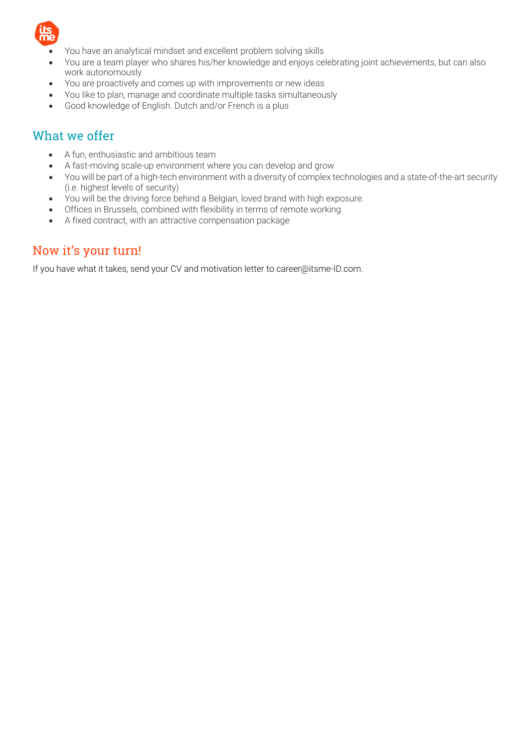- You have an analytical mindset and excellent problem solving skills
- You are a team player who shares his/her knowledge and enjoys celebrating joint achievements, but can also work autonomously
- You are proactively and comes up with improvements or new ideas
- You like to plan, manage and coordinate multiple tasks simultaneously
- Good knowledge of English. Dutch and/or French is a plus

## What we offer

- A fun, enthusiastic and ambitious team
- A fast-moving scale-up environment where you can develop and grow
- You will be part of a high-tech environment with a diversity of complex technologies and a state-of-the-art security (i.e. highest levels of security)
- You will be the driving force behind a Belgian, loved brand with high exposure.
- Offices in Brussels, combined with flexibility in terms of remote working
- A fixed contract, with an attractive compensation package

## Now it's your turn!

If you have what it takes, send your CV and motivation letter to career@itsme-ID.com.